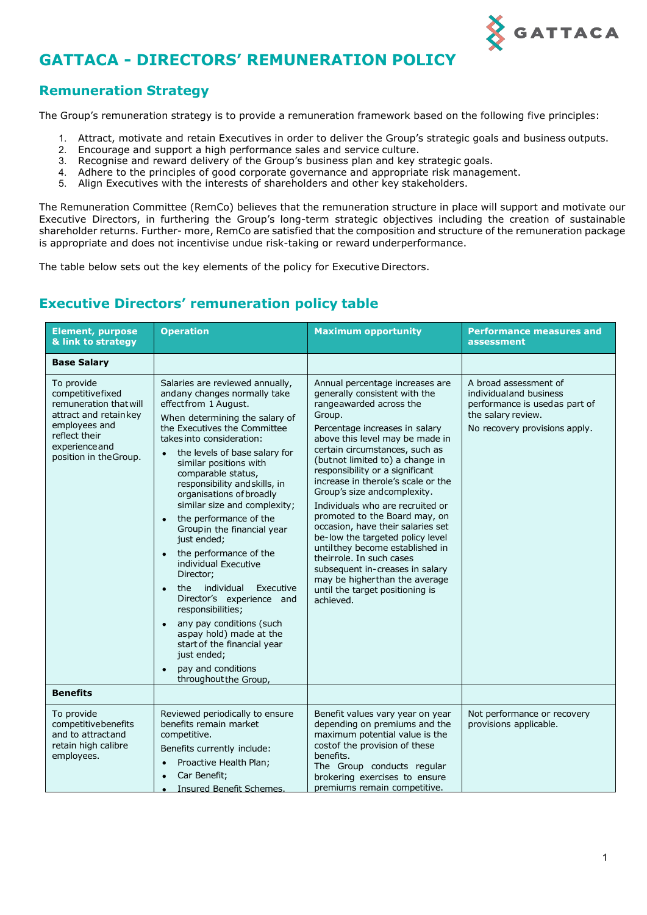# GATTACA - DIRECTORS' REMUNERATION POLICY

## Remuneration Strategy

The Group's remuneration strategy is to provide a remuneration framework based on the following five principles:

1. Attract, motivate and retain Executives in order to deliver the Group's strategic goals and business outputs.
2. Encourage and support a high performance sales and service culture.
3. Recognise and reward delivery of the Group's business plan and key strategic goals.
4. Adhere to the principles of good corporate governance and appropriate risk management.
5. Align Executives with the interests of shareholders and other key stakeholders.

The Remuneration Committee (RemCo) believes that the remuneration structure in place will support and motivate our Executive Directors, in furthering the Group's long-term strategic objectives including the creation of sustainable shareholder returns. Further- more, RemCo are satisfied that the composition and structure of the remuneration package is appropriate and does not incentivise undue risk-taking or reward underperformance.

The table below sets out the key elements of the policy for Executive Directors.

## Executive Directors' remuneration policy table

| Element, purpose & link to strategy | Operation | Maximum opportunity | Performance measures and assessment |
|---|---|---|---|
| **Base Salary** | | | |
| To provide competitivefixed remuneration thatwill attract and retainkey employees and reflect their experienceand position in theGroup. | Salaries are reviewed annually, andany changes normally take effectfrom 1 August.<br>When determining the salary of the Executives the Committee takesinto consideration:<br>• the levels of base salary for similar positions with comparable status, responsibility andskills, in organisations of broadly similar size and complexity;<br>• the performance of the Groupin the financial year just ended;<br>• the performance of the individual Executive Director;<br>• the individual Executive Director's experience and responsibilities;<br>• any pay conditions (such aspay hold) made at the start of the financial year just ended;<br>• pay and conditions throughoutthe Group, | Annual percentage increases are generally consistent with the rangeawarded across the Group.<br>Percentage increases in salary above this level may be made in certain circumstances, such as (butnot limited to) a change in responsibility or a significant increase in therole's scale or the Group's size andcomplexity.<br>Individuals who are recruited or promoted to the Board may, on occasion, have their salaries set be-low the targeted policy level untilthey become established in theirrole. In such cases subsequent in-creases in salary may be higherthan the average until the target positioning is achieved. | A broad assessment of individualand business performance is usedas part of the salary review.<br>No recovery provisions apply. |
| **Benefits** | | | |
| To provide competitivebenefits and to attractand retain high calibre employees. | Reviewed periodically to ensure benefits remain market competitive.<br>Benefits currently include:<br>• Proactive Health Plan;<br>• Car Benefit;<br>• Insured Benefit Schemes. | Benefit values vary year on year depending on premiums and the maximum potential value is the costof the provision of these benefits.<br>The Group conducts regular brokering exercises to ensure premiums remain competitive. | Not performance or recovery provisions applicable. |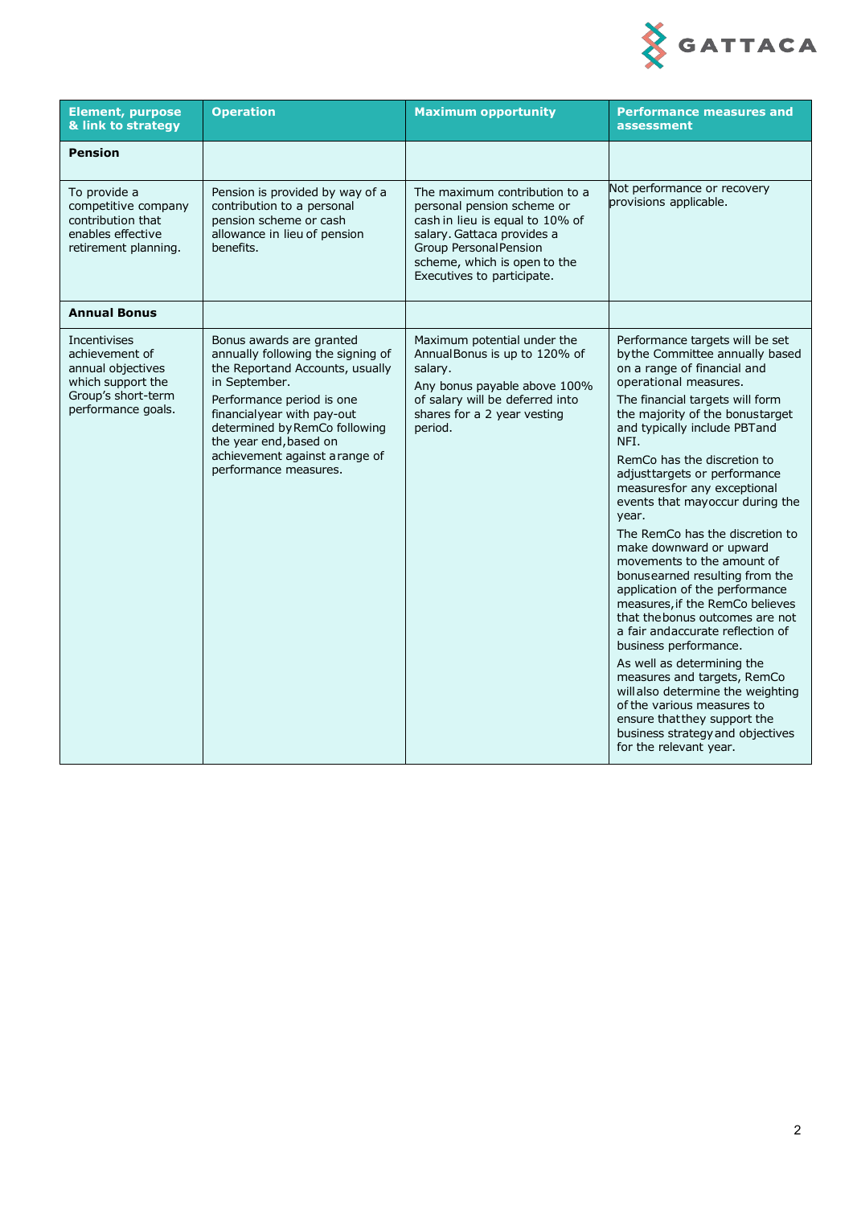| Element, purpose & link to strategy | Operation | Maximum opportunity | Performance measures and assessment |
|---|---|---|---|
| **Pension** | | | |
| To provide a competitive company contribution that enables effective retirement planning. | Pension is provided by way of a contribution to a personal pension scheme or cash allowance in lieu of pension benefits. | The maximum contribution to a personal pension scheme or cash in lieu is equal to 10% of salary. Gattaca provides a Group Personal Pension scheme, which is open to the Executives to participate. | Not performance or recovery provisions applicable. |
| **Annual Bonus** | | | |
| Incentivises achievement of annual objectives which support the Group's short-term performance goals. | Bonus awards are granted annually following the signing of the Report and Accounts, usually in September.<br><br>Performance period is one financial year with pay-out determined by RemCo following the year end, based on achievement against a range of performance measures. | Maximum potential under the Annual Bonus is up to 120% of salary.<br><br>Any bonus payable above 100% of salary will be deferred into shares for a 2 year vesting period. | Performance targets will be set by the Committee annually based on a range of financial and operational measures.<br><br>The financial targets will form the majority of the bonus target and typically include PBT and NFI.<br><br>RemCo has the discretion to adjust targets or performance measures for any exceptional events that may occur during the year.<br><br>The RemCo has the discretion to make downward or upward movements to the amount of bonus earned resulting from the application of the performance measures, if the RemCo believes that the bonus outcomes are not a fair and accurate reflection of business performance.<br><br>As well as determining the measures and targets, RemCo will also determine the weighting of the various measures to ensure that they support the business strategy and objectives for the relevant year. |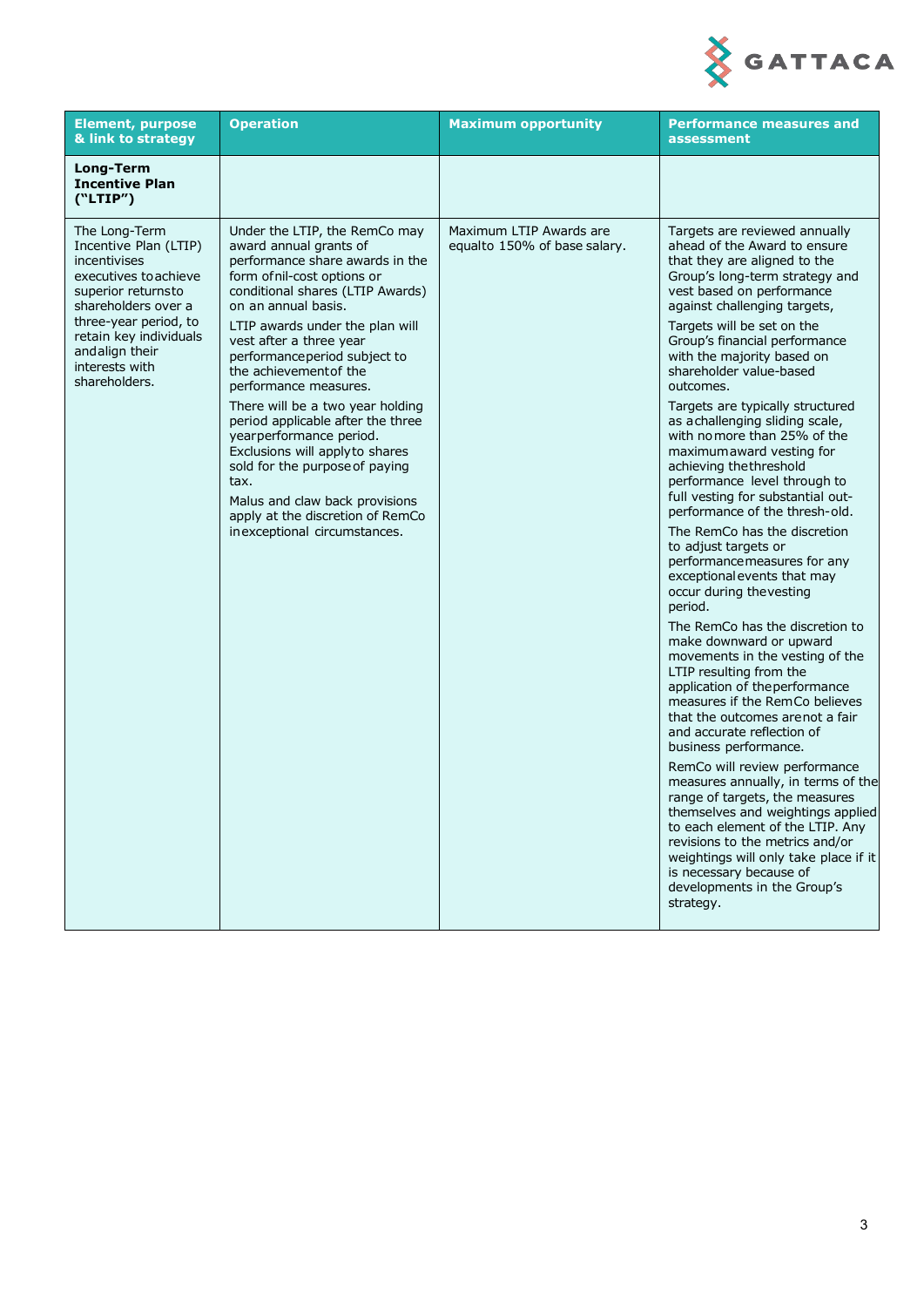| Element, purpose & link to strategy | Operation | Maximum opportunity | Performance measures and assessment |
|---|---|---|---|
| **Long-Term Incentive Plan ("LTIP")** | | | |
| The Long-Term Incentive Plan (LTIP) incentivises executives to achieve superior returns to shareholders over a three-year period, to retain key individuals and align their interests with shareholders. | Under the LTIP, the RemCo may award annual grants of performance share awards in the form of nil-cost options or conditional shares (LTIP Awards) on an annual basis.<br><br>LTIP awards under the plan will vest after a three year performance period subject to the achievement of the performance measures.<br><br>There will be a two year holding period applicable after the three year performance period. Exclusions will apply to shares sold for the purpose of paying tax.<br><br>Malus and claw back provisions apply at the discretion of RemCo in exceptional circumstances. | Maximum LTIP Awards are equal to 150% of base salary. | Targets are reviewed annually ahead of the Award to ensure that they are aligned to the Group's long-term strategy and vest based on performance against challenging targets,<br><br>Targets will be set on the Group's financial performance with the majority based on shareholder value-based outcomes.<br><br>Targets are typically structured as a challenging sliding scale, with no more than 25% of the maximum award vesting for achieving the threshold performance level through to full vesting for substantial out-performance of the thresh-old.<br><br>The RemCo has the discretion to adjust targets or performance measures for any exceptional events that may occur during the vesting period.<br><br>The RemCo has the discretion to make downward or upward movements in the vesting of the LTIP resulting from the application of the performance measures if the RemCo believes that the outcomes are not a fair and accurate reflection of business performance.<br><br>RemCo will review performance measures annually, in terms of the range of targets, the measures themselves and weightings applied to each element of the LTIP. Any revisions to the metrics and/or weightings will only take place if it is necessary because of developments in the Group's strategy. |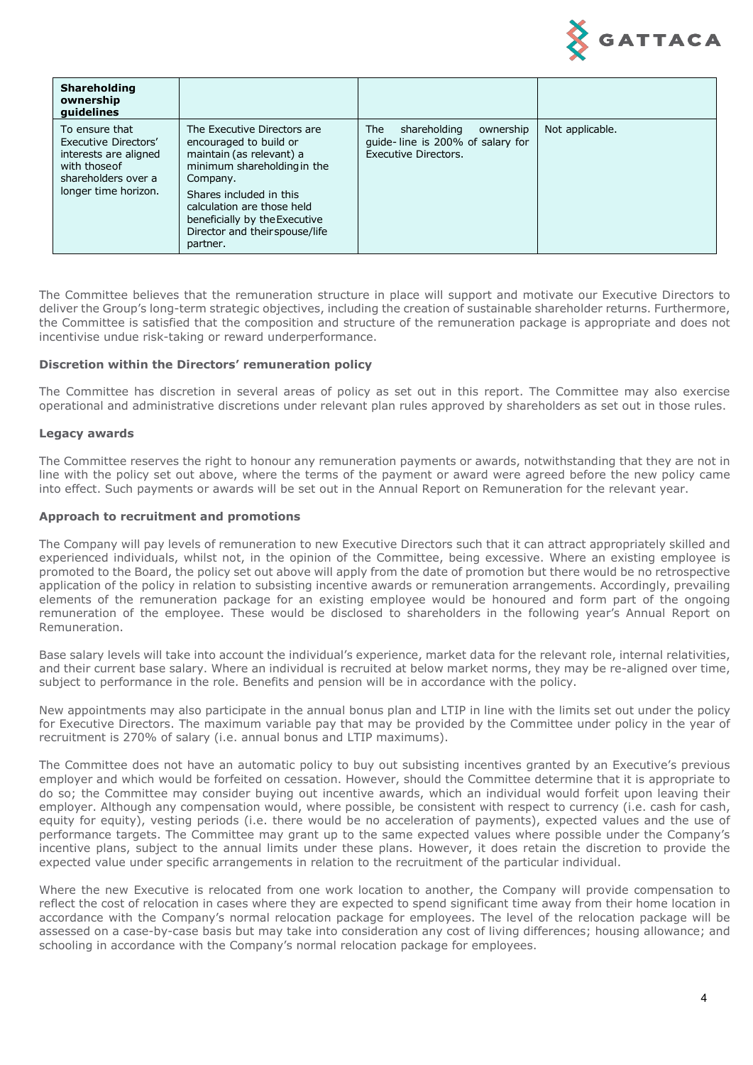| **Shareholding ownership guidelines** | | | |
|---|---|---|---|
| To ensure that Executive Directors' interests are aligned with those of shareholders over a longer time horizon. | The Executive Directors are encouraged to build or maintain (as relevant) a minimum shareholding in the Company.<br><br>Shares included in this calculation are those held beneficially by the Executive Director and their spouse/life partner. | The shareholding ownership guide- line is 200% of salary for Executive Directors. | Not applicable. |

The Committee believes that the remuneration structure in place will support and motivate our Executive Directors to deliver the Group's long-term strategic objectives, including the creation of sustainable shareholder returns. Furthermore, the Committee is satisfied that the composition and structure of the remuneration package is appropriate and does not incentivise undue risk-taking or reward underperformance.

**Discretion within the Directors' remuneration policy**

The Committee has discretion in several areas of policy as set out in this report. The Committee may also exercise operational and administrative discretions under relevant plan rules approved by shareholders as set out in those rules.

**Legacy awards**

The Committee reserves the right to honour any remuneration payments or awards, notwithstanding that they are not in line with the policy set out above, where the terms of the payment or award were agreed before the new policy came into effect. Such payments or awards will be set out in the Annual Report on Remuneration for the relevant year.

**Approach to recruitment and promotions**

The Company will pay levels of remuneration to new Executive Directors such that it can attract appropriately skilled and experienced individuals, whilst not, in the opinion of the Committee, being excessive. Where an existing employee is promoted to the Board, the policy set out above will apply from the date of promotion but there would be no retrospective application of the policy in relation to subsisting incentive awards or remuneration arrangements. Accordingly, prevailing elements of the remuneration package for an existing employee would be honoured and form part of the ongoing remuneration of the employee. These would be disclosed to shareholders in the following year's Annual Report on Remuneration.

Base salary levels will take into account the individual's experience, market data for the relevant role, internal relativities, and their current base salary. Where an individual is recruited at below market norms, they may be re-aligned over time, subject to performance in the role. Benefits and pension will be in accordance with the policy.

New appointments may also participate in the annual bonus plan and LTIP in line with the limits set out under the policy for Executive Directors. The maximum variable pay that may be provided by the Committee under policy in the year of recruitment is 270% of salary (i.e. annual bonus and LTIP maximums).

The Committee does not have an automatic policy to buy out subsisting incentives granted by an Executive's previous employer and which would be forfeited on cessation. However, should the Committee determine that it is appropriate to do so; the Committee may consider buying out incentive awards, which an individual would forfeit upon leaving their employer. Although any compensation would, where possible, be consistent with respect to currency (i.e. cash for cash, equity for equity), vesting periods (i.e. there would be no acceleration of payments), expected values and the use of performance targets. The Committee may grant up to the same expected values where possible under the Company's incentive plans, subject to the annual limits under these plans. However, it does retain the discretion to provide the expected value under specific arrangements in relation to the recruitment of the particular individual.

Where the new Executive is relocated from one work location to another, the Company will provide compensation to reflect the cost of relocation in cases where they are expected to spend significant time away from their home location in accordance with the Company's normal relocation package for employees. The level of the relocation package will be assessed on a case-by-case basis but may take into consideration any cost of living differences; housing allowance; and schooling in accordance with the Company's normal relocation package for employees.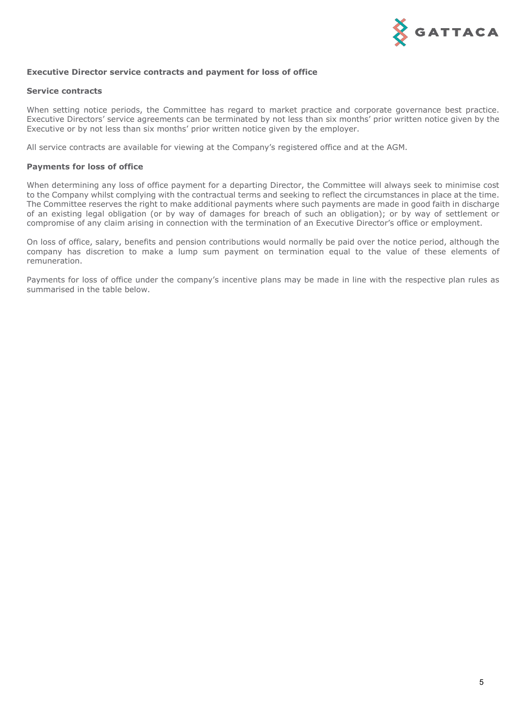## Executive Director service contracts and payment for loss of office

### Service contracts

When setting notice periods, the Committee has regard to market practice and corporate governance best practice. Executive Directors' service agreements can be terminated by not less than six months' prior written notice given by the Executive or by not less than six months' prior written notice given by the employer.

All service contracts are available for viewing at the Company's registered office and at the AGM.

### Payments for loss of office

When determining any loss of office payment for a departing Director, the Committee will always seek to minimise cost to the Company whilst complying with the contractual terms and seeking to reflect the circumstances in place at the time. The Committee reserves the right to make additional payments where such payments are made in good faith in discharge of an existing legal obligation (or by way of damages for breach of such an obligation); or by way of settlement or compromise of any claim arising in connection with the termination of an Executive Director's office or employment.

On loss of office, salary, benefits and pension contributions would normally be paid over the notice period, although the company has discretion to make a lump sum payment on termination equal to the value of these elements of remuneration.

Payments for loss of office under the company's incentive plans may be made in line with the respective plan rules as summarised in the table below.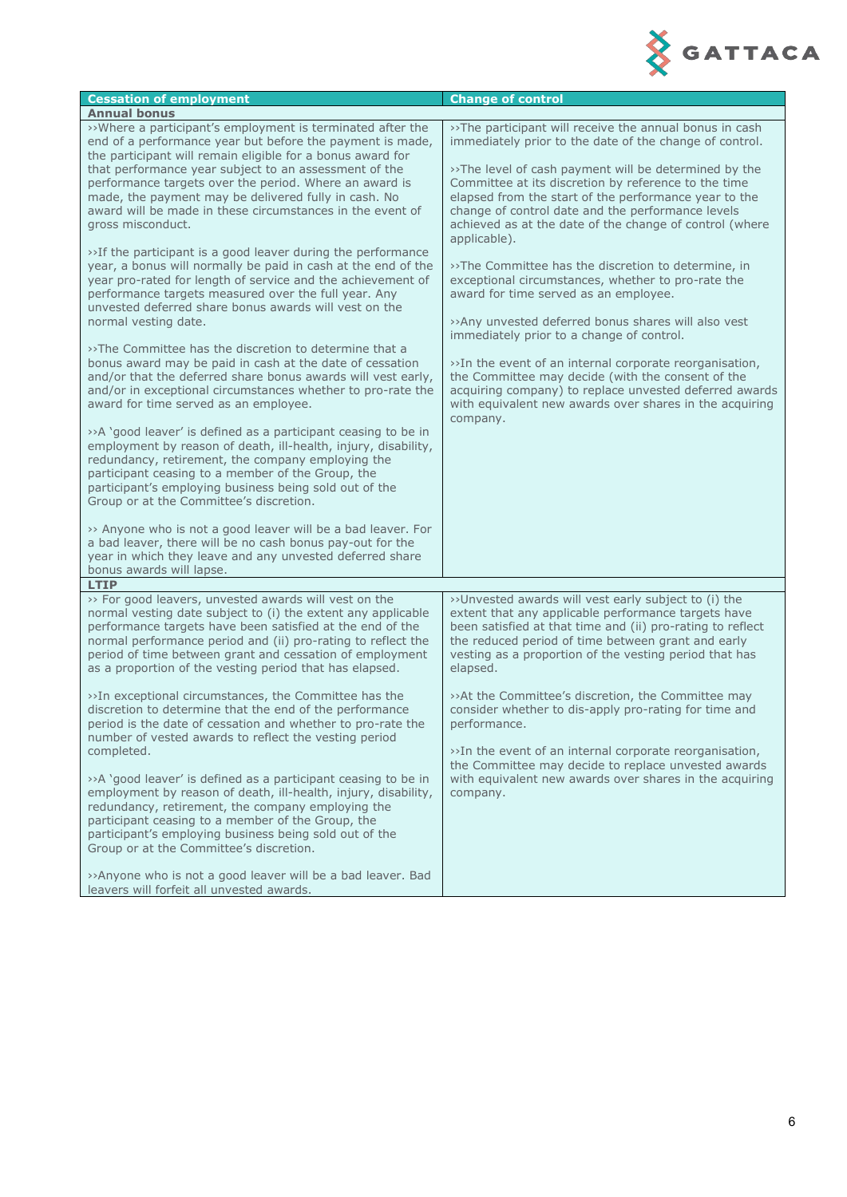| Cessation of employment | Change of control |
|---|---|
| **Annual bonus** | |
| ››Where a participant's employment is terminated after the end of a performance year but before the payment is made, the participant will remain eligible for a bonus award for that performance year subject to an assessment of the performance targets over the period. Where an award is made, the payment may be delivered fully in cash. No award will be made in these circumstances in the event of gross misconduct.<br><br>››If the participant is a good leaver during the performance year, a bonus will normally be paid in cash at the end of the year pro-rated for length of service and the achievement of performance targets measured over the full year. Any unvested deferred share bonus awards will vest on the normal vesting date.<br><br>››The Committee has the discretion to determine that a bonus award may be paid in cash at the date of cessation and/or that the deferred share bonus awards will vest early, and/or in exceptional circumstances whether to pro-rate the award for time served as an employee.<br><br>››A 'good leaver' is defined as a participant ceasing to be in employment by reason of death, ill-health, injury, disability, redundancy, retirement, the company employing the participant ceasing to a member of the Group, the participant's employing business being sold out of the Group or at the Committee's discretion.<br><br>›› Anyone who is not a good leaver will be a bad leaver. For a bad leaver, there will be no cash bonus pay-out for the year in which they leave and any unvested deferred share bonus awards will lapse. | ››The participant will receive the annual bonus in cash immediately prior to the date of the change of control.<br><br>››The level of cash payment will be determined by the Committee at its discretion by reference to the time elapsed from the start of the performance year to the change of control date and the performance levels achieved as at the date of the change of control (where applicable).<br><br>››The Committee has the discretion to determine, in exceptional circumstances, whether to pro-rate the award for time served as an employee.<br><br>››Any unvested deferred bonus shares will also vest immediately prior to a change of control.<br><br>››In the event of an internal corporate reorganisation, the Committee may decide (with the consent of the acquiring company) to replace unvested deferred awards with equivalent new awards over shares in the acquiring company. |
| **LTIP** | |
| ›› For good leavers, unvested awards will vest on the normal vesting date subject to (i) the extent any applicable performance targets have been satisfied at the end of the normal performance period and (ii) pro-rating to reflect the period of time between grant and cessation of employment as a proportion of the vesting period that has elapsed.<br><br>››In exceptional circumstances, the Committee has the discretion to determine that the end of the performance period is the date of cessation and whether to pro-rate the number of vested awards to reflect the vesting period completed.<br><br>››A 'good leaver' is defined as a participant ceasing to be in employment by reason of death, ill-health, injury, disability, redundancy, retirement, the company employing the participant ceasing to a member of the Group, the participant's employing business being sold out of the Group or at the Committee's discretion.<br><br>››Anyone who is not a good leaver will be a bad leaver. Bad leavers will forfeit all unvested awards. | ››Unvested awards will vest early subject to (i) the extent that any applicable performance targets have been satisfied at that time and (ii) pro-rating to reflect the reduced period of time between grant and early vesting as a proportion of the vesting period that has elapsed.<br><br>››At the Committee's discretion, the Committee may consider whether to dis-apply pro-rating for time and performance.<br><br>››In the event of an internal corporate reorganisation, the Committee may decide to replace unvested awards with equivalent new awards over shares in the acquiring company. |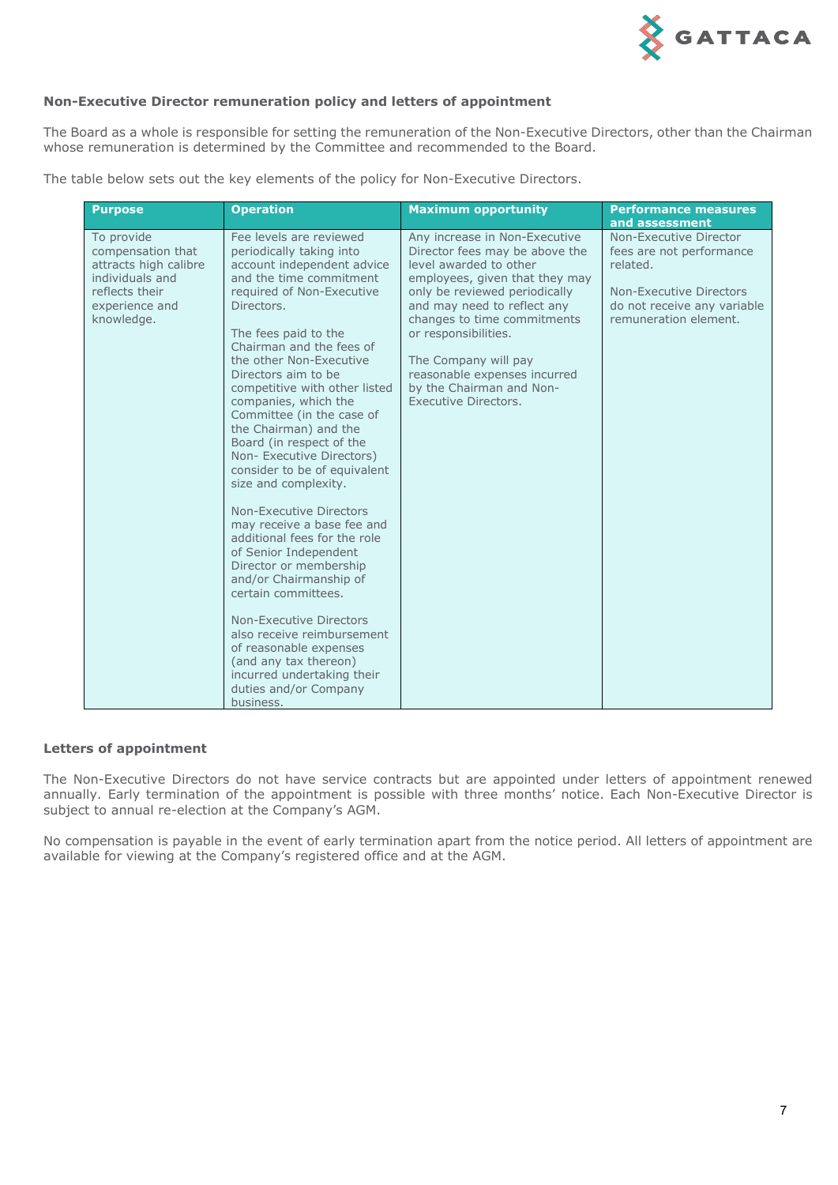### Non-Executive Director remuneration policy and letters of appointment

The Board as a whole is responsible for setting the remuneration of the Non-Executive Directors, other than the Chairman whose remuneration is determined by the Committee and recommended to the Board.

The table below sets out the key elements of the policy for Non-Executive Directors.

| Purpose | Operation | Maximum opportunity | Performance measures and assessment |
|---|---|---|---|
| To provide compensation that attracts high calibre individuals and reflects their experience and knowledge. | Fee levels are reviewed periodically taking into account independent advice and the time commitment required of Non-Executive Directors.<br><br>The fees paid to the Chairman and the fees of the other Non-Executive Directors aim to be competitive with other listed companies, which the Committee (in the case of the Chairman) and the Board (in respect of the Non- Executive Directors) consider to be of equivalent size and complexity.<br><br>Non-Executive Directors may receive a base fee and additional fees for the role of Senior Independent Director or membership and/or Chairmanship of certain committees.<br><br>Non-Executive Directors also receive reimbursement of reasonable expenses (and any tax thereon) incurred undertaking their duties and/or Company business. | Any increase in Non-Executive Director fees may be above the level awarded to other employees, given that they may only be reviewed periodically and may need to reflect any changes to time commitments or responsibilities.<br><br>The Company will pay reasonable expenses incurred by the Chairman and Non-Executive Directors. | Non-Executive Director fees are not performance related.<br><br>Non-Executive Directors do not receive any variable remuneration element. |

### Letters of appointment

The Non-Executive Directors do not have service contracts but are appointed under letters of appointment renewed annually. Early termination of the appointment is possible with three months' notice. Each Non-Executive Director is subject to annual re-election at the Company's AGM.

No compensation is payable in the event of early termination apart from the notice period. All letters of appointment are available for viewing at the Company's registered office and at the AGM.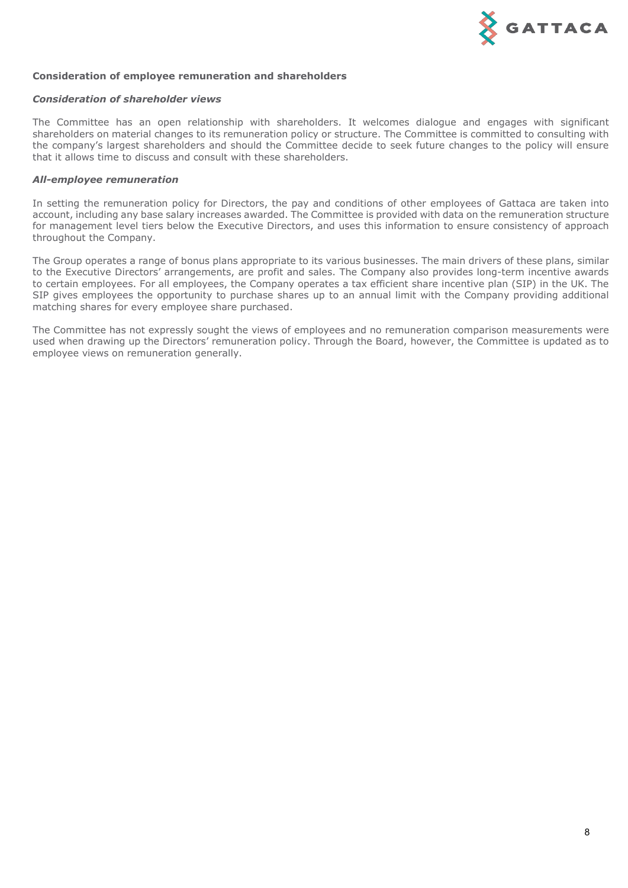**Consideration of employee remuneration and shareholders**

***Consideration of shareholder views***

The Committee has an open relationship with shareholders. It welcomes dialogue and engages with significant shareholders on material changes to its remuneration policy or structure. The Committee is committed to consulting with the company's largest shareholders and should the Committee decide to seek future changes to the policy will ensure that it allows time to discuss and consult with these shareholders.

***All-employee remuneration***

In setting the remuneration policy for Directors, the pay and conditions of other employees of Gattaca are taken into account, including any base salary increases awarded. The Committee is provided with data on the remuneration structure for management level tiers below the Executive Directors, and uses this information to ensure consistency of approach throughout the Company.

The Group operates a range of bonus plans appropriate to its various businesses. The main drivers of these plans, similar to the Executive Directors' arrangements, are profit and sales. The Company also provides long-term incentive awards to certain employees. For all employees, the Company operates a tax efficient share incentive plan (SIP) in the UK. The SIP gives employees the opportunity to purchase shares up to an annual limit with the Company providing additional matching shares for every employee share purchased.

The Committee has not expressly sought the views of employees and no remuneration comparison measurements were used when drawing up the Directors' remuneration policy. Through the Board, however, the Committee is updated as to employee views on remuneration generally.